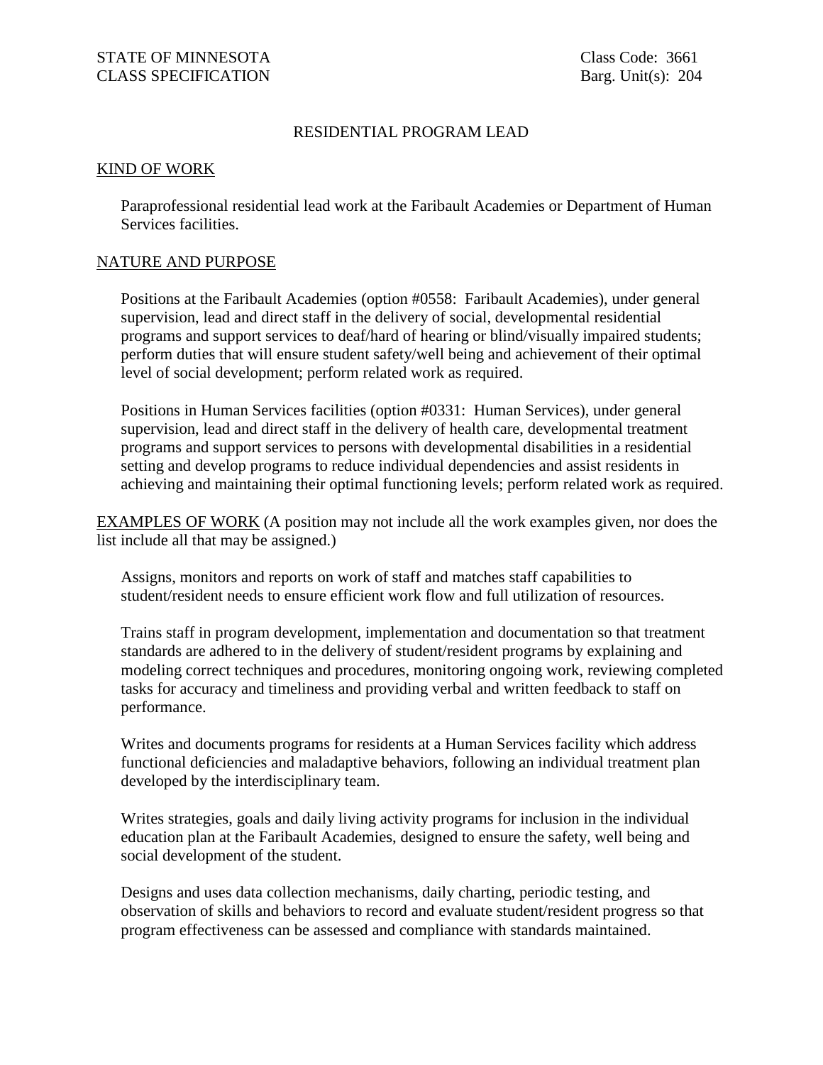STATE OF MINNESOTA
CLASS SPECIFICATION

Class Code: 3661
Barg. Unit(s): 204

# RESIDENTIAL PROGRAM LEAD

## KIND OF WORK

Paraprofessional residential lead work at the Faribault Academies or Department of Human Services facilities.

## NATURE AND PURPOSE

Positions at the Faribault Academies (option #0558: Faribault Academies), under general supervision, lead and direct staff in the delivery of social, developmental residential programs and support services to deaf/hard of hearing or blind/visually impaired students; perform duties that will ensure student safety/well being and achievement of their optimal level of social development; perform related work as required.

Positions in Human Services facilities (option #0331: Human Services), under general supervision, lead and direct staff in the delivery of health care, developmental treatment programs and support services to persons with developmental disabilities in a residential setting and develop programs to reduce individual dependencies and assist residents in achieving and maintaining their optimal functioning levels; perform related work as required.

## EXAMPLES OF WORK

(A position may not include all the work examples given, nor does the list include all that may be assigned.)

Assigns, monitors and reports on work of staff and matches staff capabilities to student/resident needs to ensure efficient work flow and full utilization of resources.

Trains staff in program development, implementation and documentation so that treatment standards are adhered to in the delivery of student/resident programs by explaining and modeling correct techniques and procedures, monitoring ongoing work, reviewing completed tasks for accuracy and timeliness and providing verbal and written feedback to staff on performance.

Writes and documents programs for residents at a Human Services facility which address functional deficiencies and maladaptive behaviors, following an individual treatment plan developed by the interdisciplinary team.

Writes strategies, goals and daily living activity programs for inclusion in the individual education plan at the Faribault Academies, designed to ensure the safety, well being and social development of the student.

Designs and uses data collection mechanisms, daily charting, periodic testing, and observation of skills and behaviors to record and evaluate student/resident progress so that program effectiveness can be assessed and compliance with standards maintained.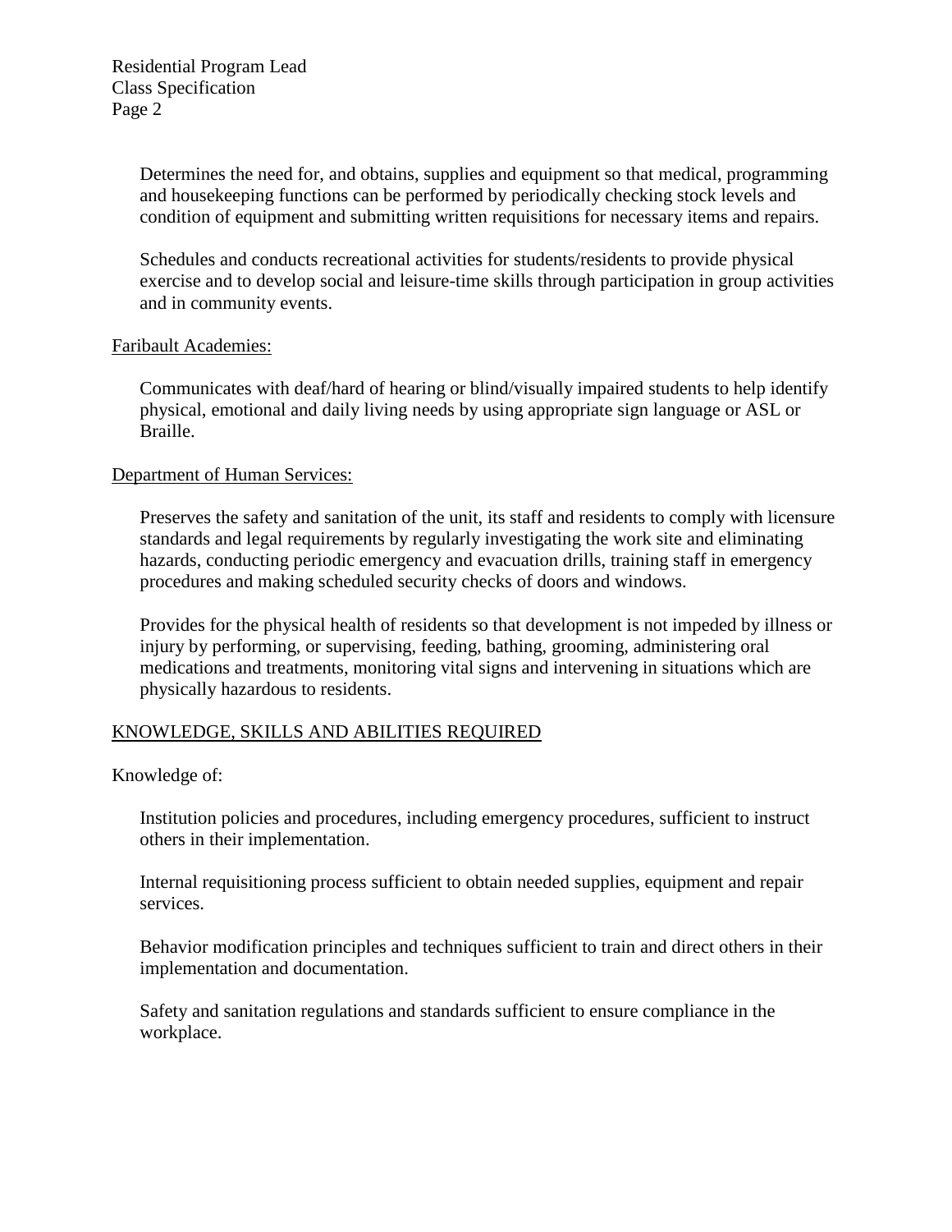Determines the need for, and obtains, supplies and equipment so that medical, programming and housekeeping functions can be performed by periodically checking stock levels and condition of equipment and submitting written requisitions for necessary items and repairs.

Schedules and conducts recreational activities for students/residents to provide physical exercise and to develop social and leisure-time skills through participation in group activities and in community events.

Faribault Academies:

Communicates with deaf/hard of hearing or blind/visually impaired students to help identify physical, emotional and daily living needs by using appropriate sign language or ASL or Braille.

Department of Human Services:

Preserves the safety and sanitation of the unit, its staff and residents to comply with licensure standards and legal requirements by regularly investigating the work site and eliminating hazards, conducting periodic emergency and evacuation drills, training staff in emergency procedures and making scheduled security checks of doors and windows.

Provides for the physical health of residents so that development is not impeded by illness or injury by performing, or supervising, feeding, bathing, grooming, administering oral medications and treatments, monitoring vital signs and intervening in situations which are physically hazardous to residents.

## KNOWLEDGE, SKILLS AND ABILITIES REQUIRED

Knowledge of:

Institution policies and procedures, including emergency procedures, sufficient to instruct others in their implementation.

Internal requisitioning process sufficient to obtain needed supplies, equipment and repair services.

Behavior modification principles and techniques sufficient to train and direct others in their implementation and documentation.

Safety and sanitation regulations and standards sufficient to ensure compliance in the workplace.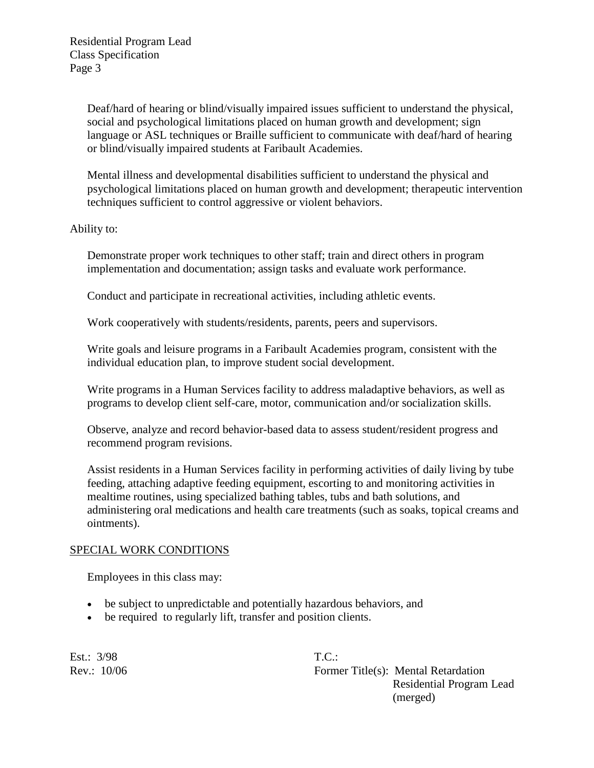Deaf/hard of hearing or blind/visually impaired issues sufficient to understand the physical, social and psychological limitations placed on human growth and development; sign language or ASL techniques or Braille sufficient to communicate with deaf/hard of hearing or blind/visually impaired students at Faribault Academies.

Mental illness and developmental disabilities sufficient to understand the physical and psychological limitations placed on human growth and development; therapeutic intervention techniques sufficient to control aggressive or violent behaviors.

Ability to:

Demonstrate proper work techniques to other staff; train and direct others in program implementation and documentation; assign tasks and evaluate work performance.

Conduct and participate in recreational activities, including athletic events.

Work cooperatively with students/residents, parents, peers and supervisors.

Write goals and leisure programs in a Faribault Academies program, consistent with the individual education plan, to improve student social development.

Write programs in a Human Services facility to address maladaptive behaviors, as well as programs to develop client self-care, motor, communication and/or socialization skills.

Observe, analyze and record behavior-based data to assess student/resident progress and recommend program revisions.

Assist residents in a Human Services facility in performing activities of daily living by tube feeding, attaching adaptive feeding equipment, escorting to and monitoring activities in mealtime routines, using specialized bathing tables, tubs and bath solutions, and administering oral medications and health care treatments (such as soaks, topical creams and ointments).

## SPECIAL WORK CONDITIONS

Employees in this class may:

- be subject to unpredictable and potentially hazardous behaviors, and
- be required to regularly lift, transfer and position clients.

Est.: 3/98
Rev.: 10/06

T.C.:
Former Title(s): Mental Retardation Residential Program Lead (merged)